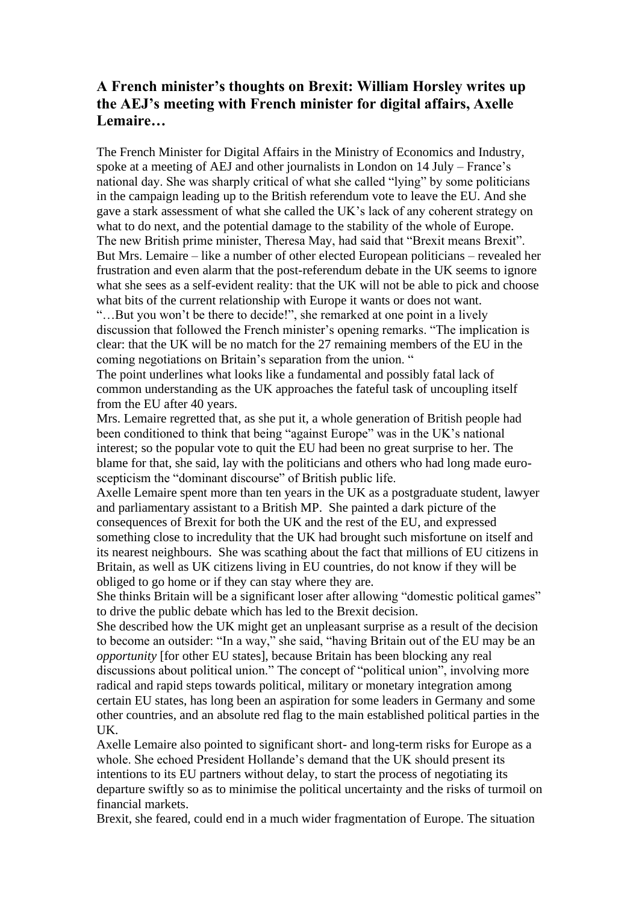**A French minister's thoughts on Brexit: William Horsley writes up the AEJ's meeting with French minister for digital affairs, Axelle Lemaire…**

The French Minister for Digital Affairs in the Ministry of Economics and Industry, spoke at a meeting of AEJ and other journalists in London on 14 July – France's national day. She was sharply critical of what she called "lying" by some politicians in the campaign leading up to the British referendum vote to leave the EU. And she gave a stark assessment of what she called the UK's lack of any coherent strategy on what to do next, and the potential damage to the stability of the whole of Europe.

The new British prime minister, Theresa May, had said that "Brexit means Brexit". But Mrs. Lemaire – like a number of other elected European politicians – revealed her frustration and even alarm that the post-referendum debate in the UK seems to ignore what she sees as a self-evident reality: that the UK will not be able to pick and choose what bits of the current relationship with Europe it wants or does not want.

"…But you won't be there to decide!", she remarked at one point in a lively discussion that followed the French minister's opening remarks. "The implication is clear: that the UK will be no match for the 27 remaining members of the EU in the coming negotiations on Britain's separation from the union. "

The point underlines what looks like a fundamental and possibly fatal lack of common understanding as the UK approaches the fateful task of uncoupling itself from the EU after 40 years.

Mrs. Lemaire regretted that, as she put it, a whole generation of British people had been conditioned to think that being "against Europe" was in the UK's national interest; so the popular vote to quit the EU had been no great surprise to her. The blame for that, she said, lay with the politicians and others who had long made euro-scepticism the "dominant discourse" of British public life.

Axelle Lemaire spent more than ten years in the UK as a postgraduate student, lawyer and parliamentary assistant to a British MP. She painted a dark picture of the consequences of Brexit for both the UK and the rest of the EU, and expressed something close to incredulity that the UK had brought such misfortune on itself and its nearest neighbours. She was scathing about the fact that millions of EU citizens in Britain, as well as UK citizens living in EU countries, do not know if they will be obliged to go home or if they can stay where they are.

She thinks Britain will be a significant loser after allowing "domestic political games" to drive the public debate which has led to the Brexit decision.

She described how the UK might get an unpleasant surprise as a result of the decision to become an outsider: "In a way," she said, "having Britain out of the EU may be an *opportunity* [for other EU states], because Britain has been blocking any real discussions about political union." The concept of "political union", involving more radical and rapid steps towards political, military or monetary integration among certain EU states, has long been an aspiration for some leaders in Germany and some other countries, and an absolute red flag to the main established political parties in the UK.

Axelle Lemaire also pointed to significant short- and long-term risks for Europe as a whole. She echoed President Hollande's demand that the UK should present its intentions to its EU partners without delay, to start the process of negotiating its departure swiftly so as to minimise the political uncertainty and the risks of turmoil on financial markets.

Brexit, she feared, could end in a much wider fragmentation of Europe. The situation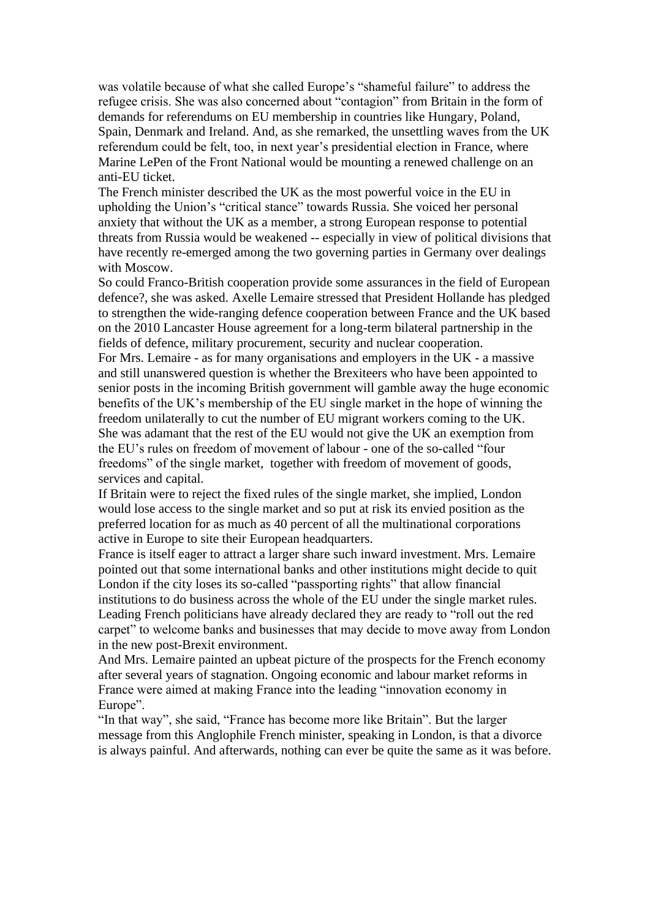was volatile because of what she called Europe's "shameful failure" to address the refugee crisis. She was also concerned about "contagion" from Britain in the form of demands for referendums on EU membership in countries like Hungary, Poland, Spain, Denmark and Ireland. And, as she remarked, the unsettling waves from the UK referendum could be felt, too, in next year's presidential election in France, where Marine LePen of the Front National would be mounting a renewed challenge on an anti-EU ticket.

The French minister described the UK as the most powerful voice in the EU in upholding the Union's "critical stance" towards Russia. She voiced her personal anxiety that without the UK as a member, a strong European response to potential threats from Russia would be weakened -- especially in view of political divisions that have recently re-emerged among the two governing parties in Germany over dealings with Moscow.

So could Franco-British cooperation provide some assurances in the field of European defence?, she was asked. Axelle Lemaire stressed that President Hollande has pledged to strengthen the wide-ranging defence cooperation between France and the UK based on the 2010 Lancaster House agreement for a long-term bilateral partnership in the fields of defence, military procurement, security and nuclear cooperation.

For Mrs. Lemaire - as for many organisations and employers in the UK - a massive and still unanswered question is whether the Brexiteers who have been appointed to senior posts in the incoming British government will gamble away the huge economic benefits of the UK's membership of the EU single market in the hope of winning the freedom unilaterally to cut the number of EU migrant workers coming to the UK. She was adamant that the rest of the EU would not give the UK an exemption from the EU's rules on freedom of movement of labour - one of the so-called "four freedoms" of the single market, together with freedom of movement of goods, services and capital.

If Britain were to reject the fixed rules of the single market, she implied, London would lose access to the single market and so put at risk its envied position as the preferred location for as much as 40 percent of all the multinational corporations active in Europe to site their European headquarters.

France is itself eager to attract a larger share such inward investment. Mrs. Lemaire pointed out that some international banks and other institutions might decide to quit London if the city loses its so-called "passporting rights" that allow financial institutions to do business across the whole of the EU under the single market rules. Leading French politicians have already declared they are ready to "roll out the red carpet" to welcome banks and businesses that may decide to move away from London in the new post-Brexit environment.

And Mrs. Lemaire painted an upbeat picture of the prospects for the French economy after several years of stagnation. Ongoing economic and labour market reforms in France were aimed at making France into the leading "innovation economy in Europe".

"In that way", she said, "France has become more like Britain". But the larger message from this Anglophile French minister, speaking in London, is that a divorce is always painful. And afterwards, nothing can ever be quite the same as it was before.